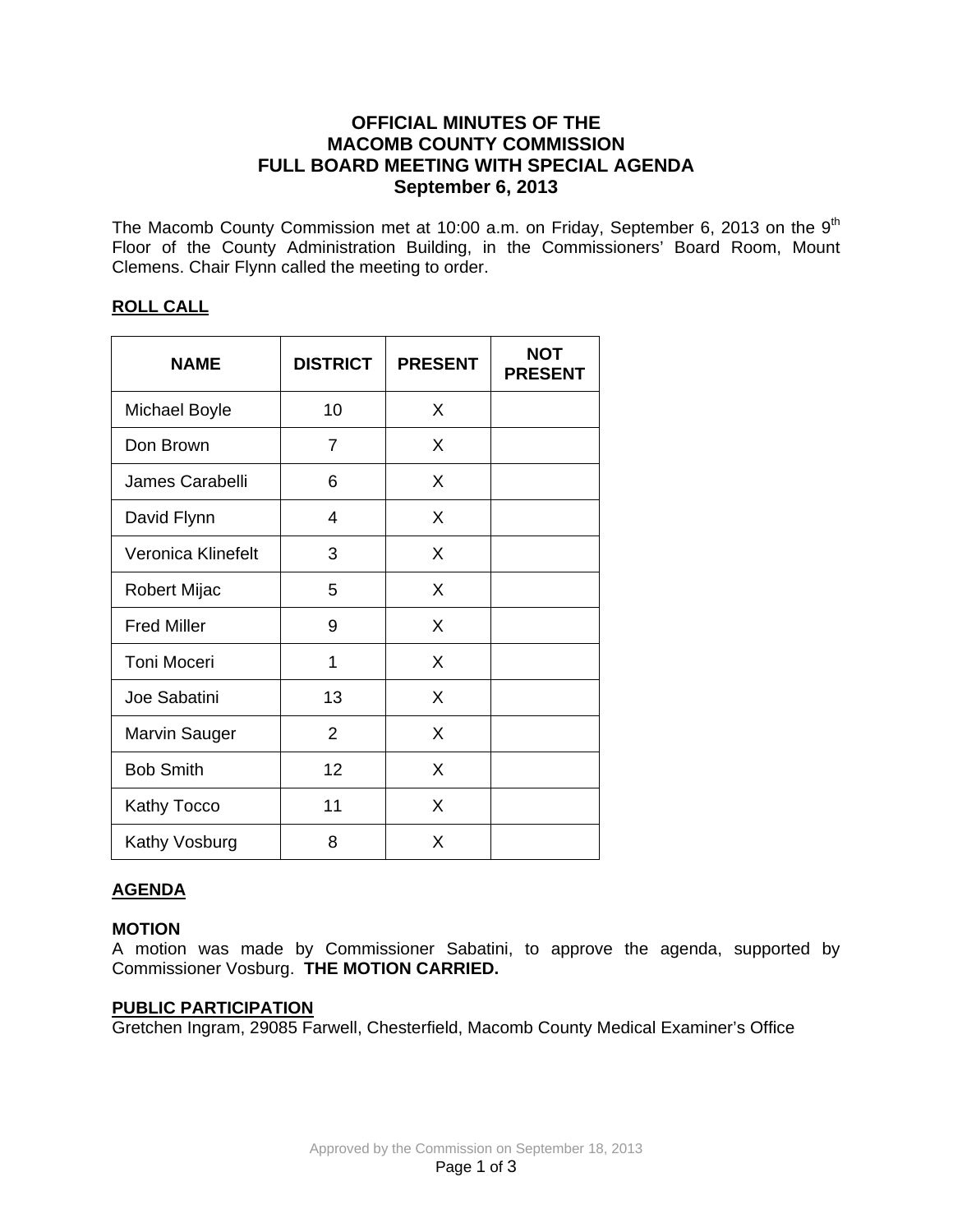# OFFICIAL MINUTES OF THE MACOMB COUNTY COMMISSION FULL BOARD MEETING WITH SPECIAL AGENDA September 6, 2013

The Macomb County Commission met at 10:00 a.m. on Friday, September 6, 2013 on the 9th Floor of the County Administration Building, in the Commissioners' Board Room, Mount Clemens. Chair Flynn called the meeting to order.

## ROLL CALL

| NAME | DISTRICT | PRESENT | NOT PRESENT |
|---|---|---|---|
| Michael Boyle | 10 | X | |
| Don Brown | 7 | X | |
| James Carabelli | 6 | X | |
| David Flynn | 4 | X | |
| Veronica Klinefelt | 3 | X | |
| Robert Mijac | 5 | X | |
| Fred Miller | 9 | X | |
| Toni Moceri | 1 | X | |
| Joe Sabatini | 13 | X | |
| Marvin Sauger | 2 | X | |
| Bob Smith | 12 | X | |
| Kathy Tocco | 11 | X | |
| Kathy Vosburg | 8 | X | |

## AGENDA

**MOTION**

A motion was made by Commissioner Sabatini, to approve the agenda, supported by Commissioner Vosburg. **THE MOTION CARRIED.**

## PUBLIC PARTICIPATION

Gretchen Ingram, 29085 Farwell, Chesterfield, Macomb County Medical Examiner's Office

Approved by the Commission on September 18, 2013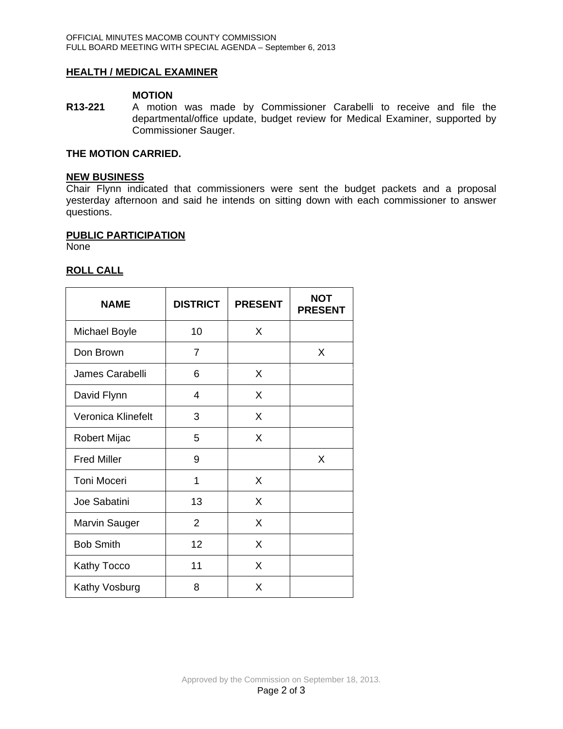## HEALTH / MEDICAL EXAMINER

**MOTION**

**R13-221** A motion was made by Commissioner Carabelli to receive and file the departmental/office update, budget review for Medical Examiner, supported by Commissioner Sauger.

**THE MOTION CARRIED.**

## NEW BUSINESS

Chair Flynn indicated that commissioners were sent the budget packets and a proposal yesterday afternoon and said he intends on sitting down with each commissioner to answer questions.

## PUBLIC PARTICIPATION

None

## ROLL CALL

| NAME | DISTRICT | PRESENT | NOT PRESENT |
|---|---|---|---|
| Michael Boyle | 10 | X | |
| Don Brown | 7 | | X |
| James Carabelli | 6 | X | |
| David Flynn | 4 | X | |
| Veronica Klinefelt | 3 | X | |
| Robert Mijac | 5 | X | |
| Fred Miller | 9 | | X |
| Toni Moceri | 1 | X | |
| Joe Sabatini | 13 | X | |
| Marvin Sauger | 2 | X | |
| Bob Smith | 12 | X | |
| Kathy Tocco | 11 | X | |
| Kathy Vosburg | 8 | X | |

Approved by the Commission on September 18, 2013.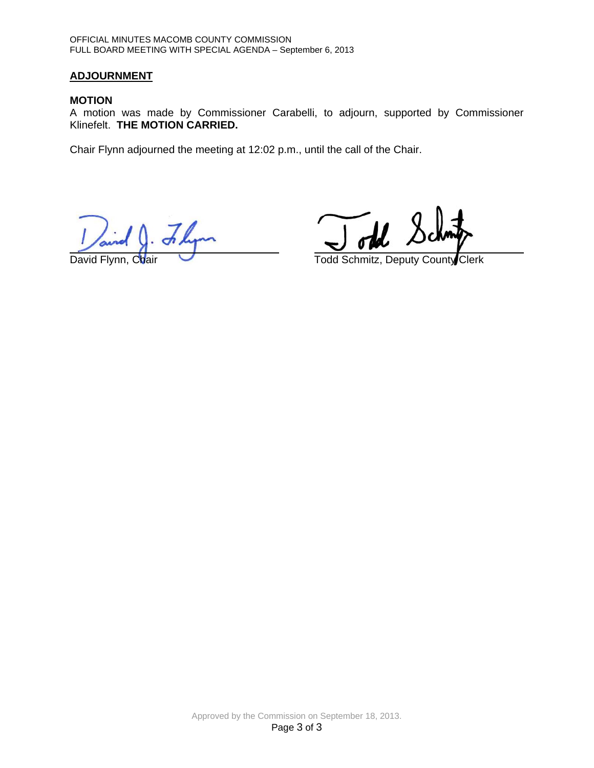## ADJOURNMENT

**MOTION**

A motion was made by Commissioner Carabelli, to adjourn, supported by Commissioner Klinefelt. **THE MOTION CARRIED.**

Chair Flynn adjourned the meeting at 12:02 p.m., until the call of the Chair.

David Flynn, Chair

Todd Schmitz, Deputy County Clerk

Approved by the Commission on September 18, 2013.